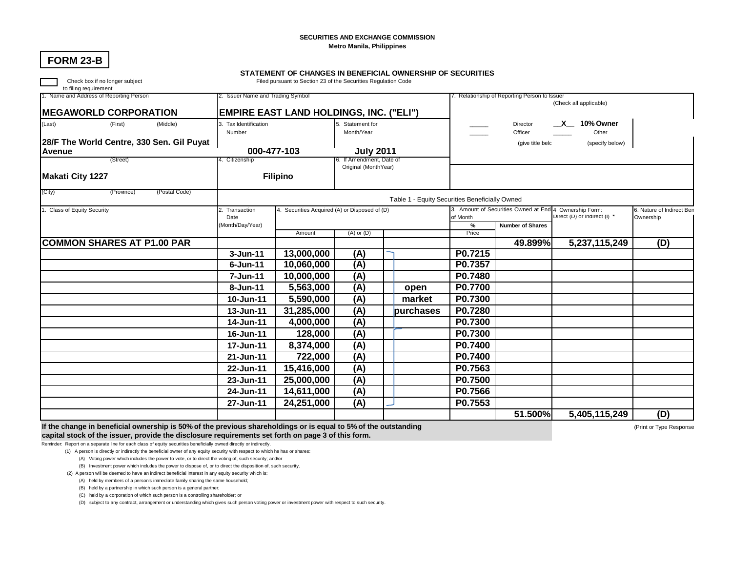SECURITIES AND EXCHANGE COMMISSION
Metro Manila, Philippines

# FORM 23-B

## STATEMENT OF CHANGES IN BENEFICIAL OWNERSHIP OF SECURITIES

Filed pursuant to Section 23 of the Securities Regulation Code

☐ Check box if no longer subject to filing requirement

| 1. Name and Address of Reporting Person | 2. Issuer Name and Trading Symbol | | 7. Relationship of Reporting Person to Issuer (Check all applicable) |
|---|---|---|---|
| **MEGAWORLD CORPORATION** | **EMPIRE EAST LAND HOLDINGS, INC. ("ELI")** | | |
| (Last) (First) (Middle) | 3. Tax Identification Number | 5. Statement for Month/Year | _____ Director __X__ 10% Owner |
| **28/F The World Centre, 330 Sen. Gil Puyat Avenue** | **000-477-103** | **July 2011** | _____ Officer _____ Other (give title below) (specify below) |
| (Street) | 4. Citizenship | 6. If Amendment, Date of Original (MonthYear) | |
| **Makati City 1227** | **Filipino** | | |
| (City) (Province) (Postal Code) | | | |

Table 1 - Equity Securities Beneficially Owned

| 1. Class of Equity Security | 2. Transaction Date (Month/Day/Year) | 4. Securities Acquired (A) or Disposed of (D) | | | | 3. Amount of Securities Owned at End of Month | | 4 Ownership Form: Direct (D) or Indirect (I) * | 6. Nature of Indirect Beneficial Ownership |
|---|---|---|---|---|---|---|---|---|---|
| | | Amount | (A) or (D) | | Price | % | Number of Shares | | |
| **COMMON SHARES AT P1.00 PAR** | | | | | | **49.899%** | **5,237,115,249** | **(D)** | |
| | 3-Jun-11 | 13,000,000 | (A) | | P0.7215 | | | | |
| | 6-Jun-11 | 10,060,000 | (A) | | P0.7357 | | | | |
| | 7-Jun-11 | 10,000,000 | (A) | | P0.7480 | | | | |
| | 8-Jun-11 | 5,563,000 | (A) | open | P0.7700 | | | | |
| | 10-Jun-11 | 5,590,000 | (A) | market | P0.7300 | | | | |
| | 13-Jun-11 | 31,285,000 | (A) | purchases | P0.7280 | | | | |
| | 14-Jun-11 | 4,000,000 | (A) | | P0.7300 | | | | |
| | 16-Jun-11 | 128,000 | (A) | | P0.7300 | | | | |
| | 17-Jun-11 | 8,374,000 | (A) | | P0.7400 | | | | |
| | 21-Jun-11 | 722,000 | (A) | | P0.7400 | | | | |
| | 22-Jun-11 | 15,416,000 | (A) | | P0.7563 | | | | |
| | 23-Jun-11 | 25,000,000 | (A) | | P0.7500 | | | | |
| | 24-Jun-11 | 14,611,000 | (A) | | P0.7566 | | | | |
| | 27-Jun-11 | 24,251,000 | (A) | | P0.7553 | | | | |
| | | | | | | **51.500%** | **5,405,115,249** | **(D)** | |

**If the change in beneficial ownership is 50% of the previous shareholdings or is equal to 5% of the outstanding capital stock of the issuer, provide the disclosure requirements set forth on page 3 of this form.**

(Print or Type Responses)

Reminder: Report on a separate line for each class of equity securities beneficially owned directly or indirectly.

(1) A person is directly or indirectly the beneficial owner of any equity security with respect to which he has or shares:
- (A) Voting power which includes the power to vote, or to direct the voting of, such security; and/or
- (B) Investment power which includes the power to dispose of, or to direct the disposition of, such security.

(2) A person will be deemed to have an indirect beneficial interest in any equity security which is:
- (A) held by members of a person's immediate family sharing the same household;
- (B) held by a partnership in which such person is a general partner;
- (C) held by a corporation of which such person is a controlling shareholder; or
- (D) subject to any contract, arrangement or understanding which gives such person voting power or investment power with respect to such security.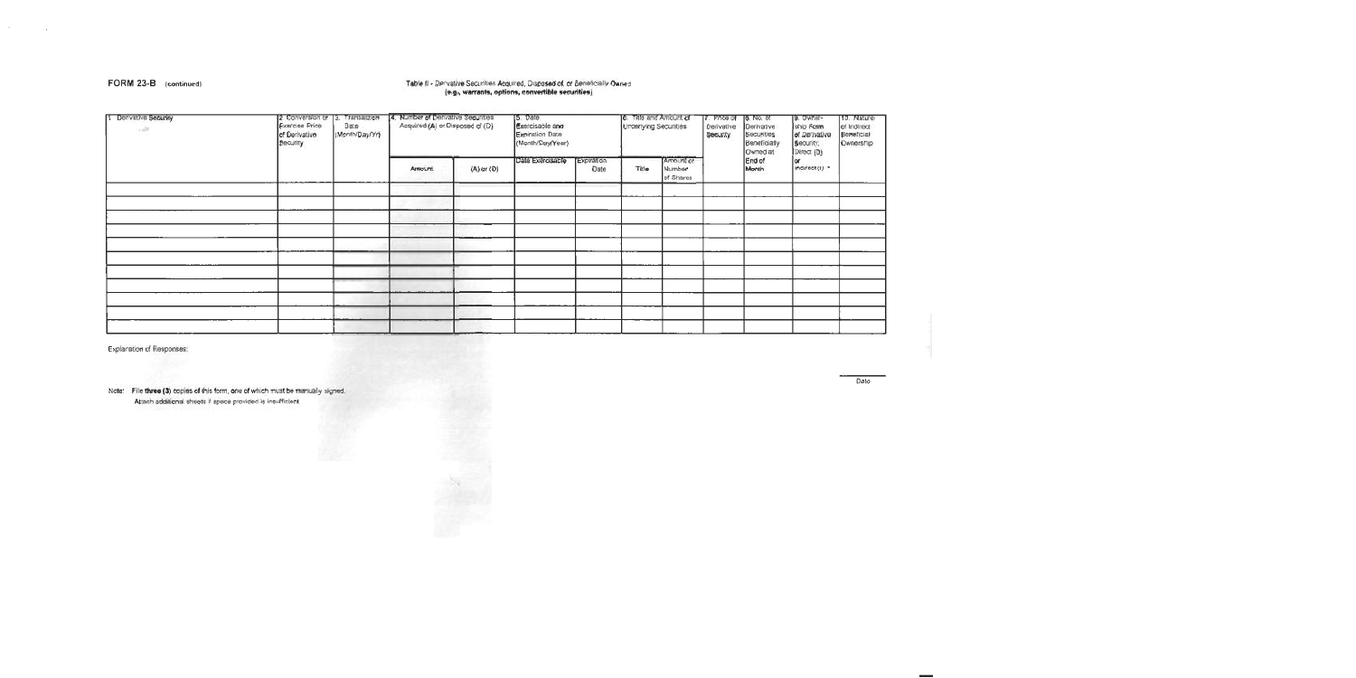**FORM 23-B** (continued)

Table II - Derivative Securities Acquired, Disposed of, or Beneficially Owned
**(e.g., warrants, options, convertible securities)**

| 1. Derivative Security | 2. Conversion or Exercise Price of Derivative Security | 3. Transaction Date (Month/Day/Yr) | 4. Number of Derivative Securities Acquired (A) or Disposed of (D) | | 5. Date Exercisable and Expiration Date (Month/Day/Year) | | 6. Title and Amount of Underlying Securities | | 7. Price of Derivative Security | 8. No. of Derivative Securities Beneficially Owned at End of Month | 9. Owner-ship Form of Derivative Security; Direct (D) or Indirect (I) * | 10. Nature of Indirect Beneficial Ownership |
|---|---|---|---|---|---|---|---|---|---|---|---|---|
| | | | Amount | (A) or (D) | Date Exercisable | Expiration Date | Title | Amount or Number of Shares | | | | |
| | | | | | | | | | | | | |
| | | | | | | | | | | | | |
| | | | | | | | | | | | | |
| | | | | | | | | | | | | |
| | | | | | | | | | | | | |
| | | | | | | | | | | | | |
| | | | | | | | | | | | | |
| | | | | | | | | | | | | |
| | | | | | | | | | | | | |
| | | | | | | | | | | | | |
| | | | | | | | | | | | | |

Explanation of Responses:

Note: File **three (3)** copies of this form, one of which must be manually signed.
Attach additional sheets if space provided is insufficient.

Date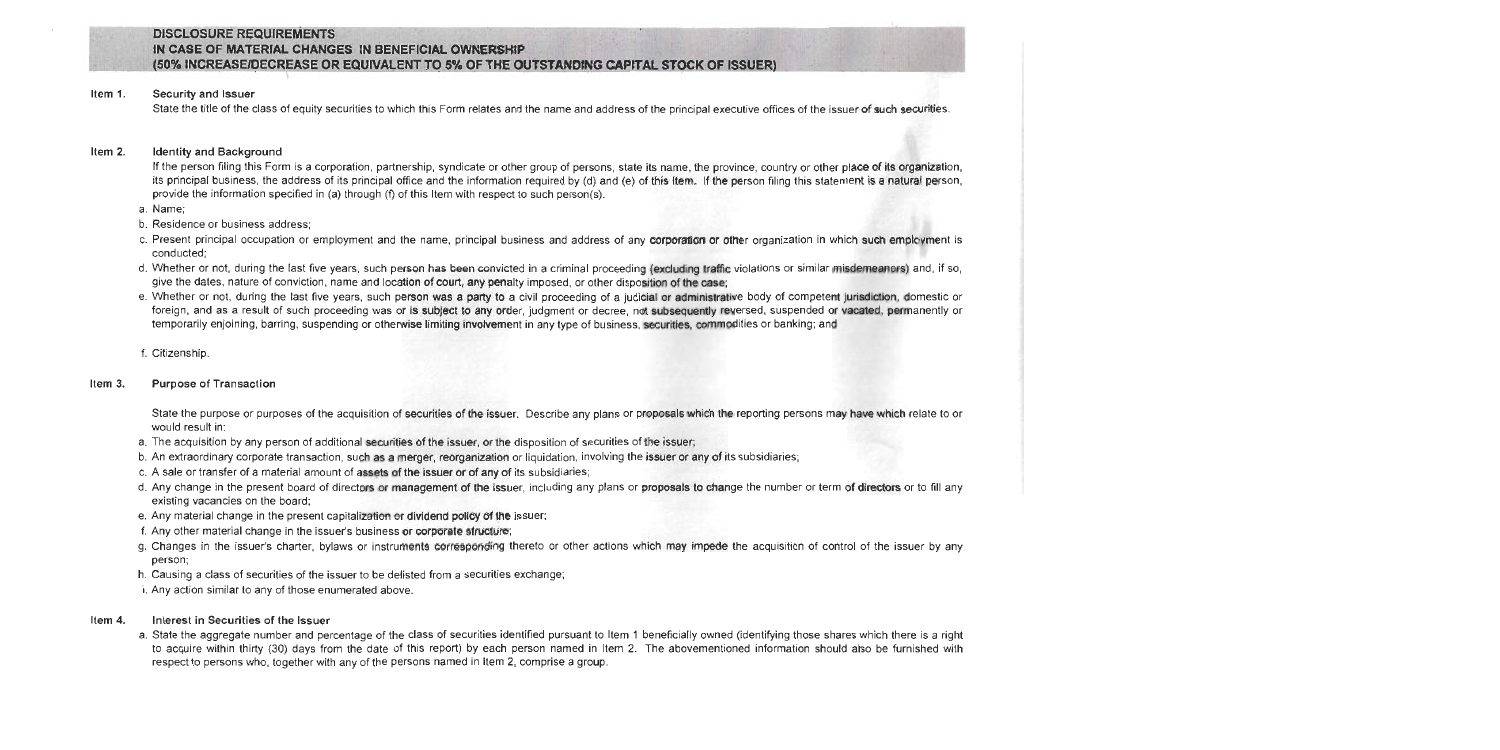## DISCLOSURE REQUIREMENTS
## IN CASE OF MATERIAL CHANGES IN BENEFICIAL OWNERSHIP
## (50% INCREASE/DECREASE OR EQUIVALENT TO 5% OF THE OUTSTANDING CAPITAL STOCK OF ISSUER)

**Item 1. Security and Issuer**

State the title of the class of equity securities to which this Form relates and the name and address of the principal executive offices of the issuer of such securities.

**Item 2. Identity and Background**

If the person filing this Form is a corporation, partnership, syndicate or other group of persons, state its name, the province, country or other place of its organization, its principal business, the address of its principal office and the information required by (d) and (e) of this Item. If the person filing this statement is a natural person, provide the information specified in (a) through (f) of this Item with respect to such person(s).

a. Name;

b. Residence or business address;

c. Present principal occupation or employment and the name, principal business and address of any corporation or other organization in which such employment is conducted;

d. Whether or not, during the last five years, such person has been convicted in a criminal proceeding (excluding traffic violations or similar misdemeanors) and, if so, give the dates, nature of conviction, name and location of court, any penalty imposed, or other disposition of the case;

e. Whether or not, during the last five years, such person was a party to a civil proceeding of a judicial or administrative body of competent jurisdiction, domestic or foreign, and as a result of such proceeding was or is subject to any order, judgment or decree, not subsequently reversed, suspended or vacated, permanently or temporarily enjoining, barring, suspending or otherwise limiting involvement in any type of business, securities, commodities or banking; and

f. Citizenship.

**Item 3. Purpose of Transaction**

State the purpose or purposes of the acquisition of securities of the issuer. Describe any plans or proposals which the reporting persons may have which relate to or would result in:

a. The acquisition by any person of additional securities of the issuer, or the disposition of securities of the issuer;

b. An extraordinary corporate transaction, such as a merger, reorganization or liquidation, involving the issuer or any of its subsidiaries;

c. A sale or transfer of a material amount of assets of the issuer or of any of its subsidiaries;

d. Any change in the present board of directors or management of the issuer, including any plans or proposals to change the number or term of directors or to fill any existing vacancies on the board;

e. Any material change in the present capitalization or dividend policy of the issuer;

f. Any other material change in the issuer's business or corporate structure;

g. Changes in the issuer's charter, bylaws or instruments corresponding thereto or other actions which may impede the acquisition of control of the issuer by any person;

h. Causing a class of securities of the issuer to be delisted from a securities exchange;

i. Any action similar to any of those enumerated above.

**Item 4. Interest in Securities of the Issuer**

a. State the aggregate number and percentage of the class of securities identified pursuant to Item 1 beneficially owned (identifying those shares which there is a right to acquire within thirty (30) days from the date of this report) by each person named in Item 2. The abovementioned information should also be furnished with respect to persons who, together with any of the persons named in Item 2, comprise a group.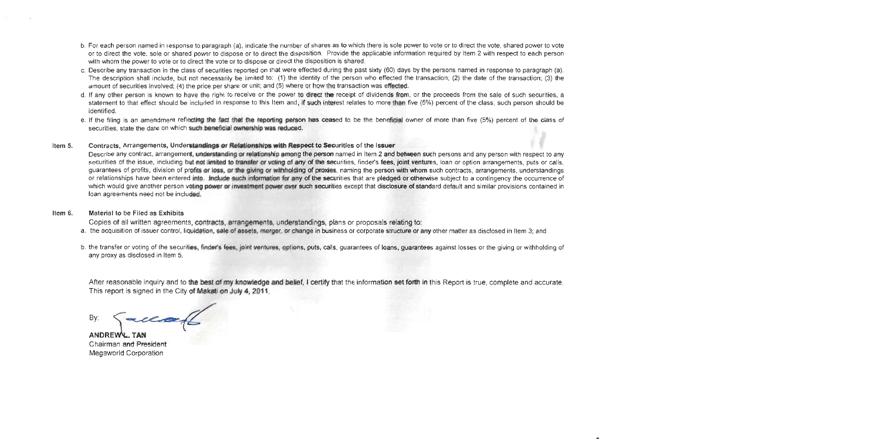b. For each person named in response to paragraph (a), indicate the number of shares as to which there is sole power to vote or to direct the vote, shared power to vote or to direct the vote, sole or shared power to dispose or to direct the disposition. Provide the applicable information required by Item 2 with respect to each person with whom the power to vote or to direct the vote or to dispose or direct the disposition is shared.

c. Describe any transaction in the class of securities reported on that were effected during the past sixty (60) days by the persons named in response to paragraph (a). The description shall include, but not necessarily be limited to: (1) the identity of the person who effected the transaction; (2) the date of the transaction; (3) the amount of securities involved; (4) the price per share or unit; and (5) where or how the transaction was effected.

d. If any other person is known to have the right to receive or the power to direct the receipt of dividends from, or the proceeds from the sale of such securities, a statement to that effect should be included in response to this Item and, if such interest relates to more than five (5%) percent of the class, such person should be identified.

e. If the filing is an amendment reflecting the fact that the reporting person has ceased to be the beneficial owner of more than five (5%) percent of the class of securities, state the date on which such beneficial ownership was reduced.

**Item 5. Contracts, Arrangements, Understandings or Relationships with Respect to Securities of the Issuer**

Describe any contract, arrangement, understanding or relationship among the person named in Item 2 and between such persons and any person with respect to any securities of the issue, including but not limited to transfer or voting of any of the securities, finder's fees, joint ventures, loan or option arrangements, puts or calls, guarantees of profits, division of profits or loss, or the giving or withholding of proxies, naming the person with whom such contracts, arrangements, understandings or relationships have been entered into. Include such information for any of the securities that are pledged or otherwise subject to a contingency the occurrence of which would give another person voting power or investment power over such securities except that disclosure of standard default and similar provisions contained in loan agreements need not be included.

**Item 6. Material to be Filed as Exhibits**

Copies of all written agreements, contracts, arrangements, understandings, plans or proposals relating to:

a. the acquisition of issuer control, liquidation, sale of assets, merger, or change in business or corporate structure or any other matter as disclosed in Item 3; and

b. the transfer or voting of the securities, finder's fees, joint ventures, options, puts, calls, guarantees of loans, guarantees against losses or the giving or withholding of any proxy as disclosed in Item 5.

After reasonable inquiry and to the best of my knowledge and belief, I certify that the information set forth in this Report is true, complete and accurate. This report is signed in the City of Makati on July 4, 2011.

By:

**ANDREW L. TAN**
Chairman and President
Megaworld Corporation